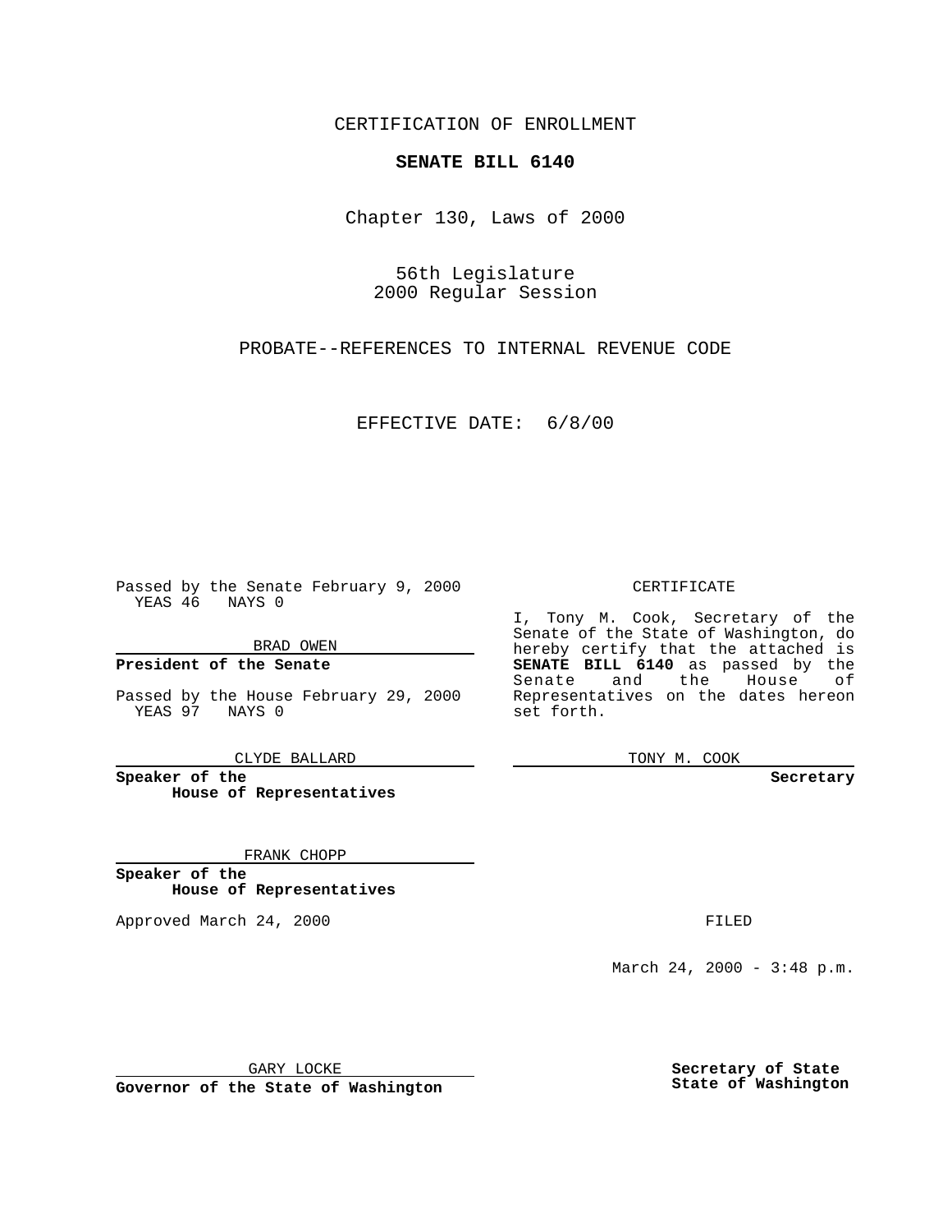CERTIFICATION OF ENROLLMENT

**SENATE BILL 6140**

Chapter 130, Laws of 2000

56th Legislature
2000 Regular Session

PROBATE--REFERENCES TO INTERNAL REVENUE CODE

EFFECTIVE DATE: 6/8/00

Passed by the Senate February 9, 2000
YEAS 46 NAYS 0

BRAD OWEN

**President of the Senate**

Passed by the House February 29, 2000
YEAS 97 NAYS 0

CLYDE BALLARD

**Speaker of the House of Representatives**

FRANK CHOPP

**Speaker of the House of Representatives**

Approved March 24, 2000

GARY LOCKE

**Governor of the State of Washington**

CERTIFICATE

I, Tony M. Cook, Secretary of the Senate of the State of Washington, do hereby certify that the attached is **SENATE BILL 6140** as passed by the Senate and the House of Representatives on the dates hereon set forth.

TONY M. COOK

**Secretary**

FILED

March 24, 2000 - 3:48 p.m.

**Secretary of State**
**State of Washington**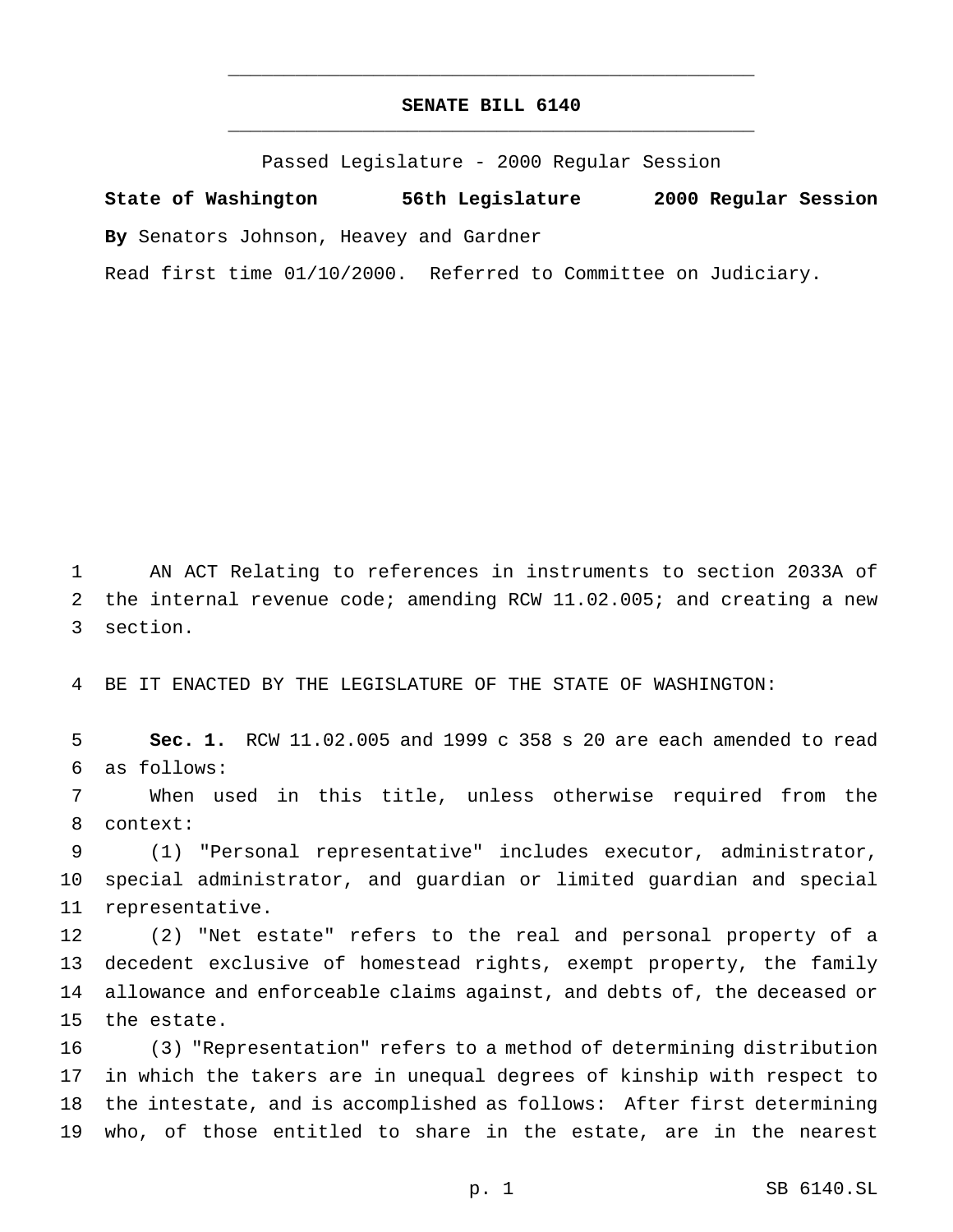# SENATE BILL 6140

Passed Legislature - 2000 Regular Session

**State of Washington 56th Legislature 2000 Regular Session**

**By** Senators Johnson, Heavey and Gardner

Read first time 01/10/2000. Referred to Committee on Judiciary.

AN ACT Relating to references in instruments to section 2033A of the internal revenue code; amending RCW 11.02.005; and creating a new section.

BE IT ENACTED BY THE LEGISLATURE OF THE STATE OF WASHINGTON:

**Sec. 1.** RCW 11.02.005 and 1999 c 358 s 20 are each amended to read as follows:

When used in this title, unless otherwise required from the context:

(1) "Personal representative" includes executor, administrator, special administrator, and guardian or limited guardian and special representative.

(2) "Net estate" refers to the real and personal property of a decedent exclusive of homestead rights, exempt property, the family allowance and enforceable claims against, and debts of, the deceased or the estate.

(3) "Representation" refers to a method of determining distribution in which the takers are in unequal degrees of kinship with respect to the intestate, and is accomplished as follows: After first determining who, of those entitled to share in the estate, are in the nearest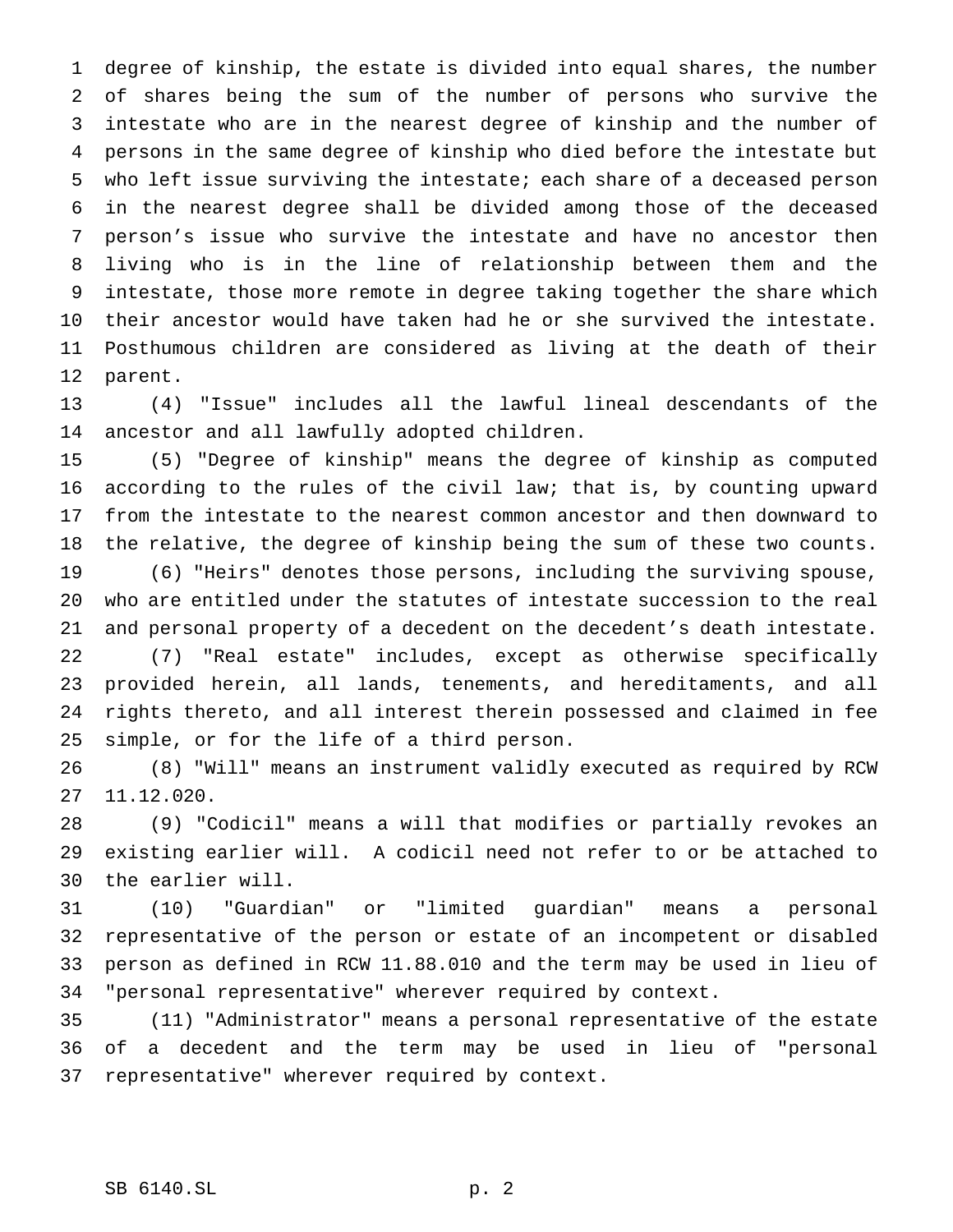degree of kinship, the estate is divided into equal shares, the number of shares being the sum of the number of persons who survive the intestate who are in the nearest degree of kinship and the number of persons in the same degree of kinship who died before the intestate but who left issue surviving the intestate; each share of a deceased person in the nearest degree shall be divided among those of the deceased person's issue who survive the intestate and have no ancestor then living who is in the line of relationship between them and the intestate, those more remote in degree taking together the share which their ancestor would have taken had he or she survived the intestate. Posthumous children are considered as living at the death of their parent.

(4) "Issue" includes all the lawful lineal descendants of the ancestor and all lawfully adopted children.

(5) "Degree of kinship" means the degree of kinship as computed according to the rules of the civil law; that is, by counting upward from the intestate to the nearest common ancestor and then downward to the relative, the degree of kinship being the sum of these two counts.

(6) "Heirs" denotes those persons, including the surviving spouse, who are entitled under the statutes of intestate succession to the real and personal property of a decedent on the decedent's death intestate.

(7) "Real estate" includes, except as otherwise specifically provided herein, all lands, tenements, and hereditaments, and all rights thereto, and all interest therein possessed and claimed in fee simple, or for the life of a third person.

(8) "Will" means an instrument validly executed as required by RCW 11.12.020.

(9) "Codicil" means a will that modifies or partially revokes an existing earlier will. A codicil need not refer to or be attached to the earlier will.

(10) "Guardian" or "limited guardian" means a personal representative of the person or estate of an incompetent or disabled person as defined in RCW 11.88.010 and the term may be used in lieu of "personal representative" wherever required by context.

(11) "Administrator" means a personal representative of the estate of a decedent and the term may be used in lieu of "personal representative" wherever required by context.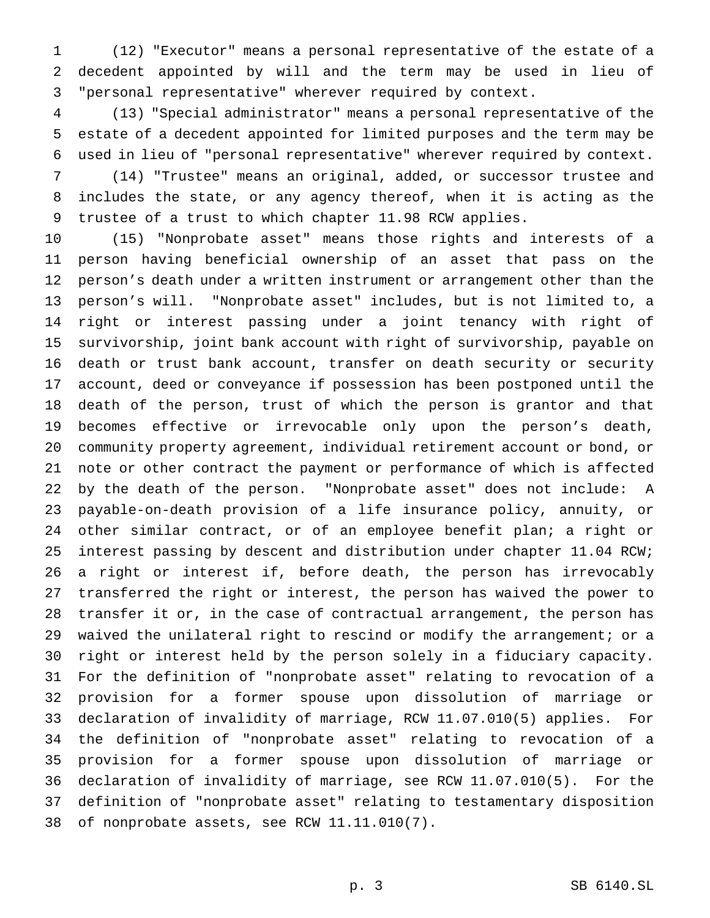(12) "Executor" means a personal representative of the estate of a decedent appointed by will and the term may be used in lieu of "personal representative" wherever required by context.

(13) "Special administrator" means a personal representative of the estate of a decedent appointed for limited purposes and the term may be used in lieu of "personal representative" wherever required by context.

(14) "Trustee" means an original, added, or successor trustee and includes the state, or any agency thereof, when it is acting as the trustee of a trust to which chapter 11.98 RCW applies.

(15) "Nonprobate asset" means those rights and interests of a person having beneficial ownership of an asset that pass on the person's death under a written instrument or arrangement other than the person's will. "Nonprobate asset" includes, but is not limited to, a right or interest passing under a joint tenancy with right of survivorship, joint bank account with right of survivorship, payable on death or trust bank account, transfer on death security or security account, deed or conveyance if possession has been postponed until the death of the person, trust of which the person is grantor and that becomes effective or irrevocable only upon the person's death, community property agreement, individual retirement account or bond, or note or other contract the payment or performance of which is affected by the death of the person. "Nonprobate asset" does not include: A payable-on-death provision of a life insurance policy, annuity, or other similar contract, or of an employee benefit plan; a right or interest passing by descent and distribution under chapter 11.04 RCW; a right or interest if, before death, the person has irrevocably transferred the right or interest, the person has waived the power to transfer it or, in the case of contractual arrangement, the person has waived the unilateral right to rescind or modify the arrangement; or a right or interest held by the person solely in a fiduciary capacity. For the definition of "nonprobate asset" relating to revocation of a provision for a former spouse upon dissolution of marriage or declaration of invalidity of marriage, RCW 11.07.010(5) applies. For the definition of "nonprobate asset" relating to revocation of a provision for a former spouse upon dissolution of marriage or declaration of invalidity of marriage, see RCW 11.07.010(5). For the definition of "nonprobate asset" relating to testamentary disposition of nonprobate assets, see RCW 11.11.010(7).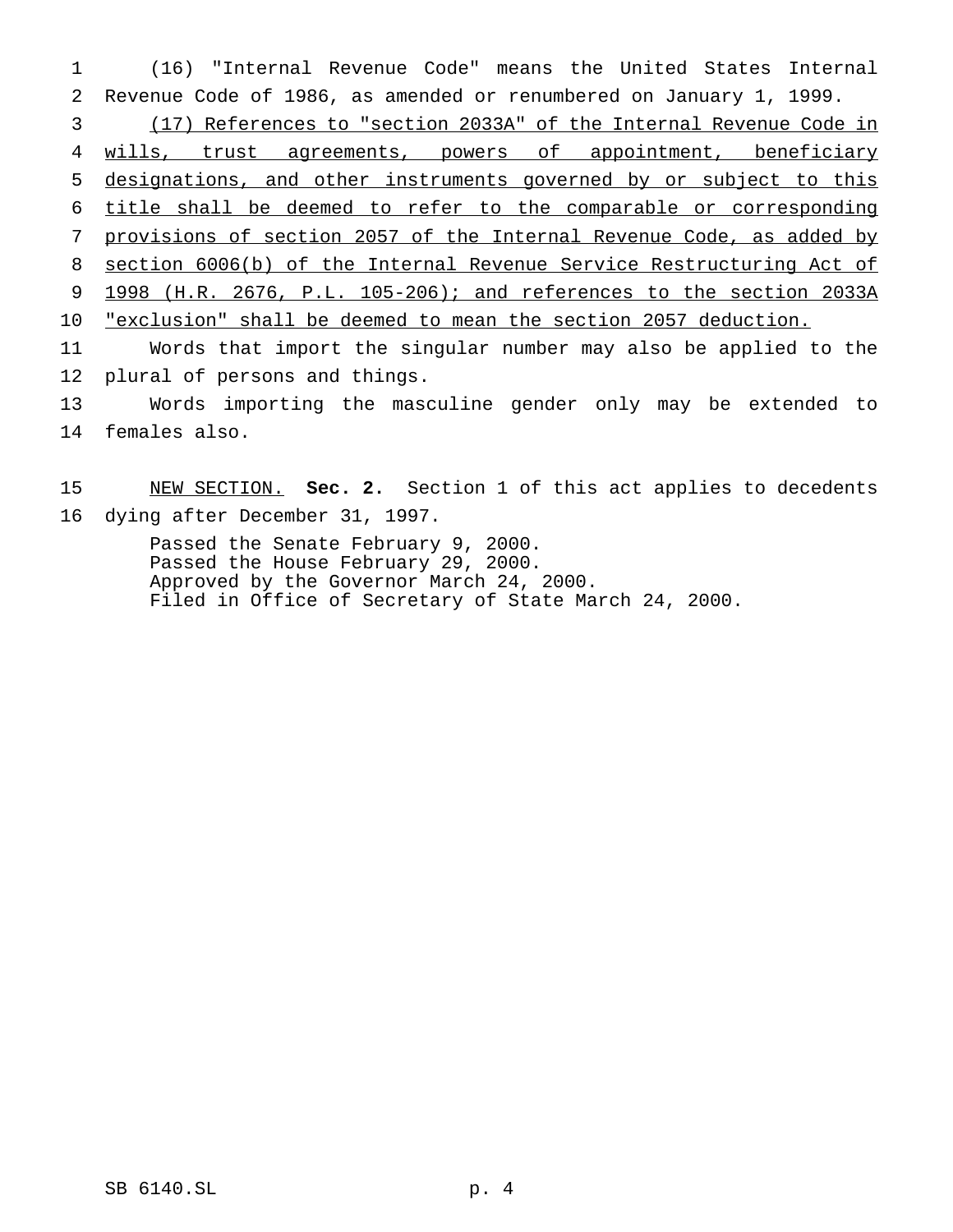(16) "Internal Revenue Code" means the United States Internal Revenue Code of 1986, as amended or renumbered on January 1, 1999.

(17) References to "section 2033A" of the Internal Revenue Code in wills, trust agreements, powers of appointment, beneficiary designations, and other instruments governed by or subject to this title shall be deemed to refer to the comparable or corresponding provisions of section 2057 of the Internal Revenue Code, as added by section 6006(b) of the Internal Revenue Service Restructuring Act of 1998 (H.R. 2676, P.L. 105-206); and references to the section 2033A "exclusion" shall be deemed to mean the section 2057 deduction.

Words that import the singular number may also be applied to the plural of persons and things.

Words importing the masculine gender only may be extended to females also.

NEW SECTION. **Sec. 2.** Section 1 of this act applies to decedents dying after December 31, 1997.

Passed the Senate February 9, 2000.
Passed the House February 29, 2000.
Approved by the Governor March 24, 2000.
Filed in Office of Secretary of State March 24, 2000.